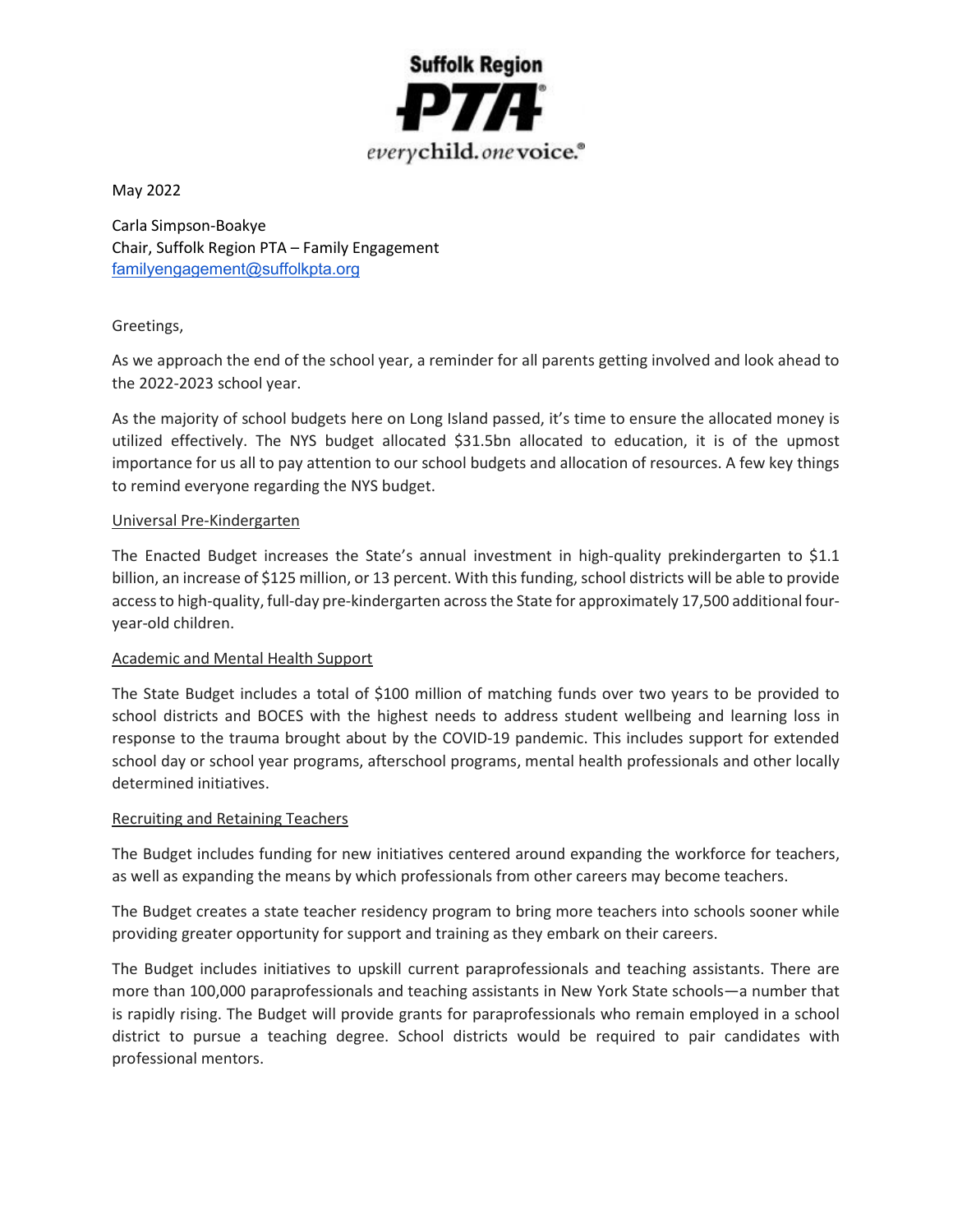**Suffolk Region PTA**

*every* **child.** *one* **voice.**®

May 2022

Carla Simpson-Boakye
Chair, Suffolk Region PTA – Family Engagement
[familyengagement@suffolkpta.org](mailto:familyengagement@suffolkpta.org)

Greetings,

As we approach the end of the school year, a reminder for all parents getting involved and look ahead to the 2022-2023 school year.

As the majority of school budgets here on Long Island passed, it's time to ensure the allocated money is utilized effectively. The NYS budget allocated $31.5bn allocated to education, it is of the upmost importance for us all to pay attention to our school budgets and allocation of resources. A few key things to remind everyone regarding the NYS budget.

<u>Universal Pre-Kindergarten</u>

The Enacted Budget increases the State's annual investment in high-quality prekindergarten to $1.1 billion, an increase of $125 million, or 13 percent. With this funding, school districts will be able to provide access to high-quality, full-day pre-kindergarten across the State for approximately 17,500 additional four-year-old children.

<u>Academic and Mental Health Support</u>

The State Budget includes a total of $100 million of matching funds over two years to be provided to school districts and BOCES with the highest needs to address student wellbeing and learning loss in response to the trauma brought about by the COVID-19 pandemic. This includes support for extended school day or school year programs, afterschool programs, mental health professionals and other locally determined initiatives.

<u>Recruiting and Retaining Teachers</u>

The Budget includes funding for new initiatives centered around expanding the workforce for teachers, as well as expanding the means by which professionals from other careers may become teachers.

The Budget creates a state teacher residency program to bring more teachers into schools sooner while providing greater opportunity for support and training as they embark on their careers.

The Budget includes initiatives to upskill current paraprofessionals and teaching assistants. There are more than 100,000 paraprofessionals and teaching assistants in New York State schools—a number that is rapidly rising. The Budget will provide grants for paraprofessionals who remain employed in a school district to pursue a teaching degree. School districts would be required to pair candidates with professional mentors.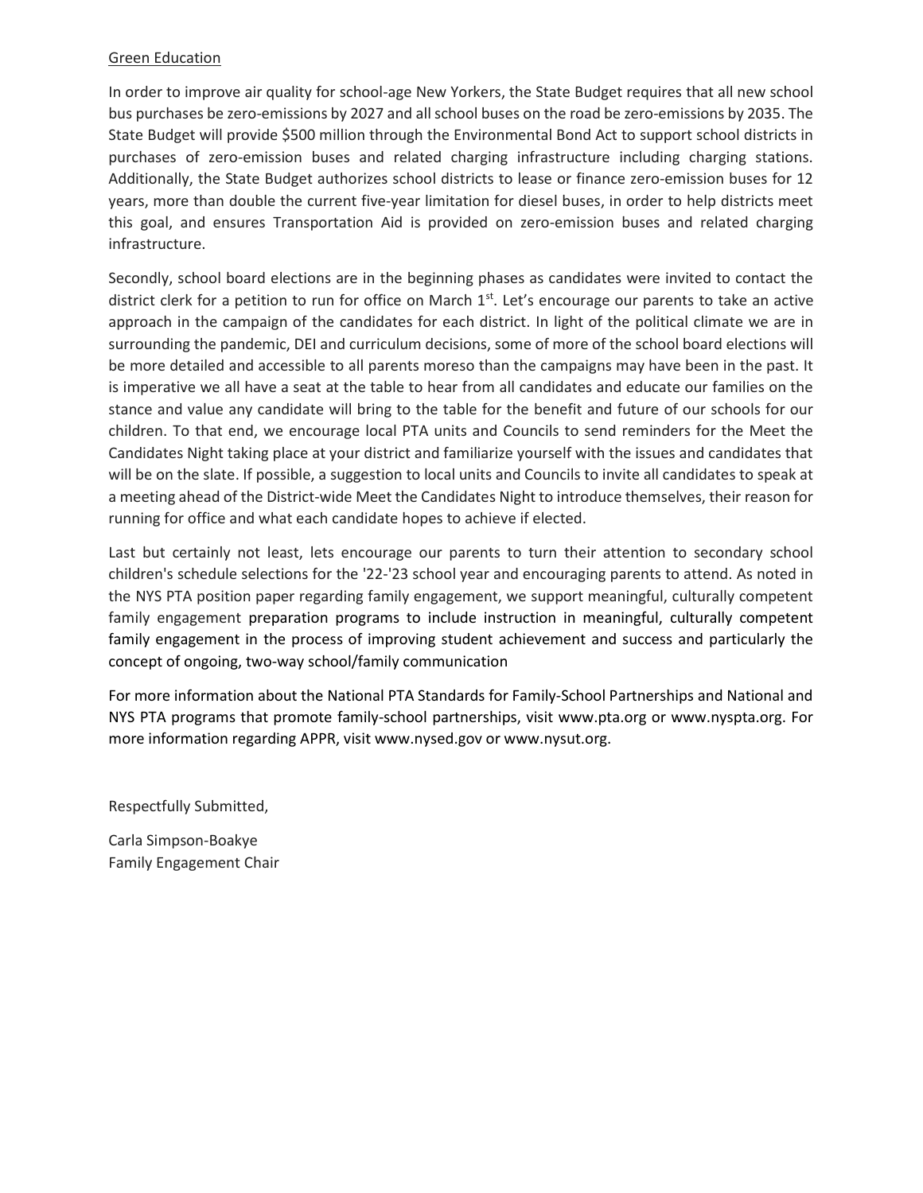Green Education

In order to improve air quality for school-age New Yorkers, the State Budget requires that all new school bus purchases be zero-emissions by 2027 and all school buses on the road be zero-emissions by 2035. The State Budget will provide $500 million through the Environmental Bond Act to support school districts in purchases of zero-emission buses and related charging infrastructure including charging stations. Additionally, the State Budget authorizes school districts to lease or finance zero-emission buses for 12 years, more than double the current five-year limitation for diesel buses, in order to help districts meet this goal, and ensures Transportation Aid is provided on zero-emission buses and related charging infrastructure.

Secondly, school board elections are in the beginning phases as candidates were invited to contact the district clerk for a petition to run for office on March 1st. Let's encourage our parents to take an active approach in the campaign of the candidates for each district. In light of the political climate we are in surrounding the pandemic, DEI and curriculum decisions, some of more of the school board elections will be more detailed and accessible to all parents moreso than the campaigns may have been in the past. It is imperative we all have a seat at the table to hear from all candidates and educate our families on the stance and value any candidate will bring to the table for the benefit and future of our schools for our children. To that end, we encourage local PTA units and Councils to send reminders for the Meet the Candidates Night taking place at your district and familiarize yourself with the issues and candidates that will be on the slate. If possible, a suggestion to local units and Councils to invite all candidates to speak at a meeting ahead of the District-wide Meet the Candidates Night to introduce themselves, their reason for running for office and what each candidate hopes to achieve if elected.

Last but certainly not least, lets encourage our parents to turn their attention to secondary school children's schedule selections for the '22-'23 school year and encouraging parents to attend. As noted in the NYS PTA position paper regarding family engagement, we support meaningful, culturally competent family engagement preparation programs to include instruction in meaningful, culturally competent family engagement in the process of improving student achievement and success and particularly the concept of ongoing, two-way school/family communication

For more information about the National PTA Standards for Family-School Partnerships and National and NYS PTA programs that promote family-school partnerships, visit www.pta.org or www.nyspta.org. For more information regarding APPR, visit www.nysed.gov or www.nysut.org.

Respectfully Submitted,

Carla Simpson-Boakye
Family Engagement Chair